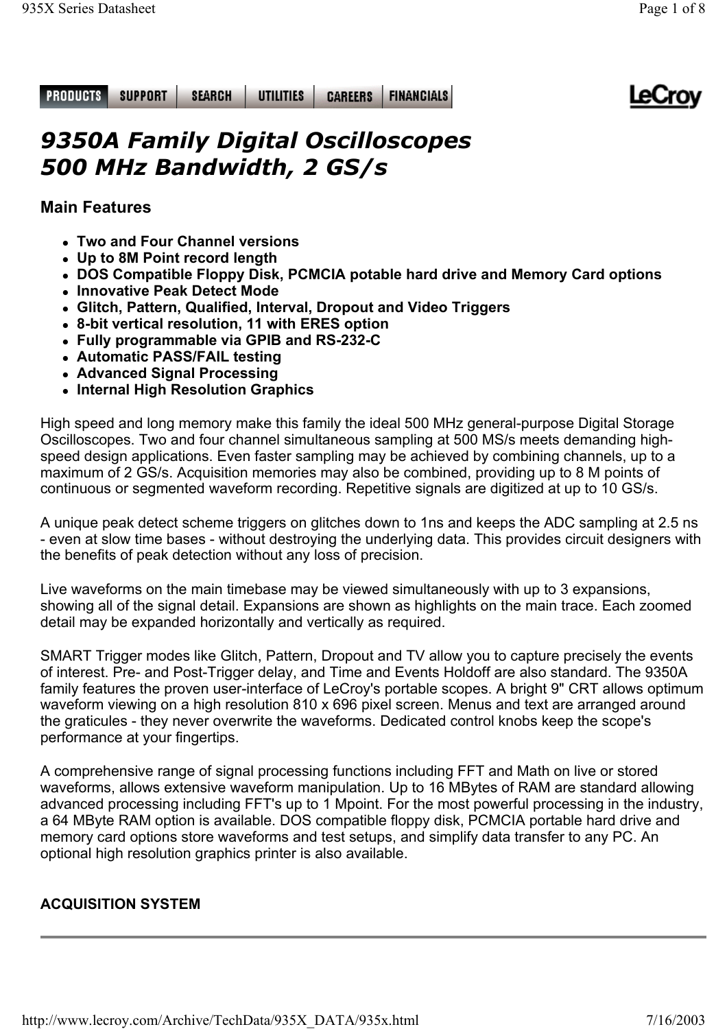# *9350A Family Digital Oscilloscopes 500 MHz Bandwidth, 2 GS/s*

## Main Features

- **Two and Four Channel versions**
- **Up to 8M Point record length**
- **DOS Compatible Floppy Disk, PCMCIA potable hard drive and Memory Card options**
- **Innovative Peak Detect Mode**
- **Glitch, Pattern, Qualified, Interval, Dropout and Video Triggers**
- **8-bit vertical resolution, 11 with ERES option**
- **Fully programmable via GPIB and RS-232-C**
- **Automatic PASS/FAIL testing**
- **Advanced Signal Processing**
- **Internal High Resolution Graphics**

High speed and long memory make this family the ideal 500 MHz general-purpose Digital Storage Oscilloscopes. Two and four channel simultaneous sampling at 500 MS/s meets demanding high-speed design applications. Even faster sampling may be achieved by combining channels, up to a maximum of 2 GS/s. Acquisition memories may also be combined, providing up to 8 M points of continuous or segmented waveform recording. Repetitive signals are digitized at up to 10 GS/s.

A unique peak detect scheme triggers on glitches down to 1ns and keeps the ADC sampling at 2.5 ns - even at slow time bases - without destroying the underlying data. This provides circuit designers with the benefits of peak detection without any loss of precision.

Live waveforms on the main timebase may be viewed simultaneously with up to 3 expansions, showing all of the signal detail. Expansions are shown as highlights on the main trace. Each zoomed detail may be expanded horizontally and vertically as required.

SMART Trigger modes like Glitch, Pattern, Dropout and TV allow you to capture precisely the events of interest. Pre- and Post-Trigger delay, and Time and Events Holdoff are also standard. The 9350A family features the proven user-interface of LeCroy's portable scopes. A bright 9" CRT allows optimum waveform viewing on a high resolution 810 x 696 pixel screen. Menus and text are arranged around the graticules - they never overwrite the waveforms. Dedicated control knobs keep the scope's performance at your fingertips.

A comprehensive range of signal processing functions including FFT and Math on live or stored waveforms, allows extensive waveform manipulation. Up to 16 MBytes of RAM are standard allowing advanced processing including FFT's up to 1 Mpoint. For the most powerful processing in the industry, a 64 MByte RAM option is available. DOS compatible floppy disk, PCMCIA portable hard drive and memory card options store waveforms and test setups, and simplify data transfer to any PC. An optional high resolution graphics printer is also available.

**ACQUISITION SYSTEM**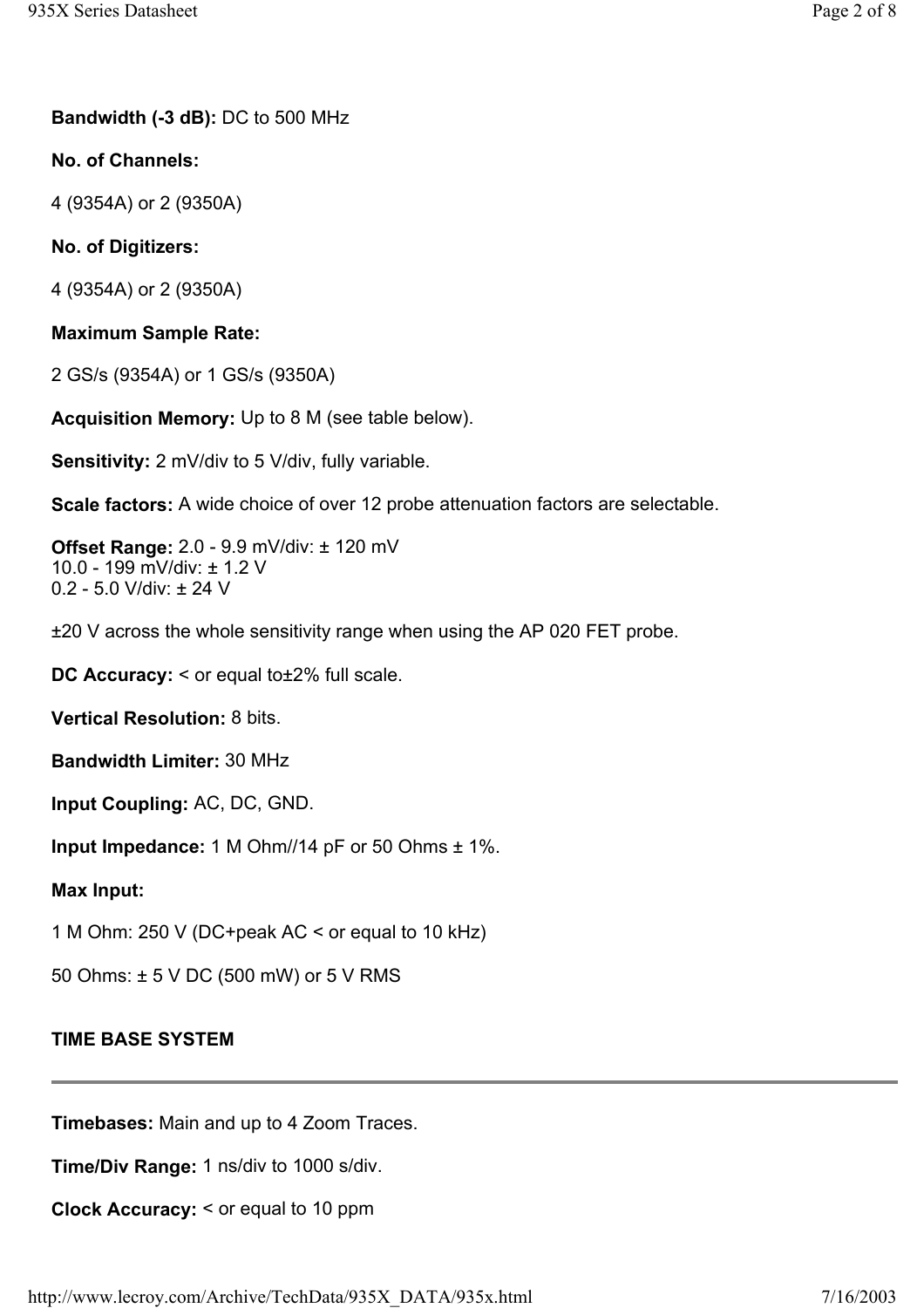**Bandwidth (-3 dB):** DC to 500 MHz

**No. of Channels:**

4 (9354A) or 2 (9350A)

**No. of Digitizers:**

4 (9354A) or 2 (9350A)

**Maximum Sample Rate:**

2 GS/s (9354A) or 1 GS/s (9350A)

**Acquisition Memory:** Up to 8 M (see table below).

**Sensitivity:** 2 mV/div to 5 V/div, fully variable.

**Scale factors:** A wide choice of over 12 probe attenuation factors are selectable.

**Offset Range:** 2.0 - 9.9 mV/div: ± 120 mV
10.0 - 199 mV/div: ± 1.2 V
0.2 - 5.0 V/div: ± 24 V

±20 V across the whole sensitivity range when using the AP 020 FET probe.

**DC Accuracy:** < or equal to±2% full scale.

**Vertical Resolution:** 8 bits.

**Bandwidth Limiter:** 30 MHz

**Input Coupling:** AC, DC, GND.

**Input Impedance:** 1 M Ohm//14 pF or 50 Ohms ± 1%.

**Max Input:**

1 M Ohm: 250 V (DC+peak AC < or equal to 10 kHz)

50 Ohms: ± 5 V DC (500 mW) or 5 V RMS

## TIME BASE SYSTEM

---

**Timebases:** Main and up to 4 Zoom Traces.

**Time/Div Range:** 1 ns/div to 1000 s/div.

**Clock Accuracy:** < or equal to 10 ppm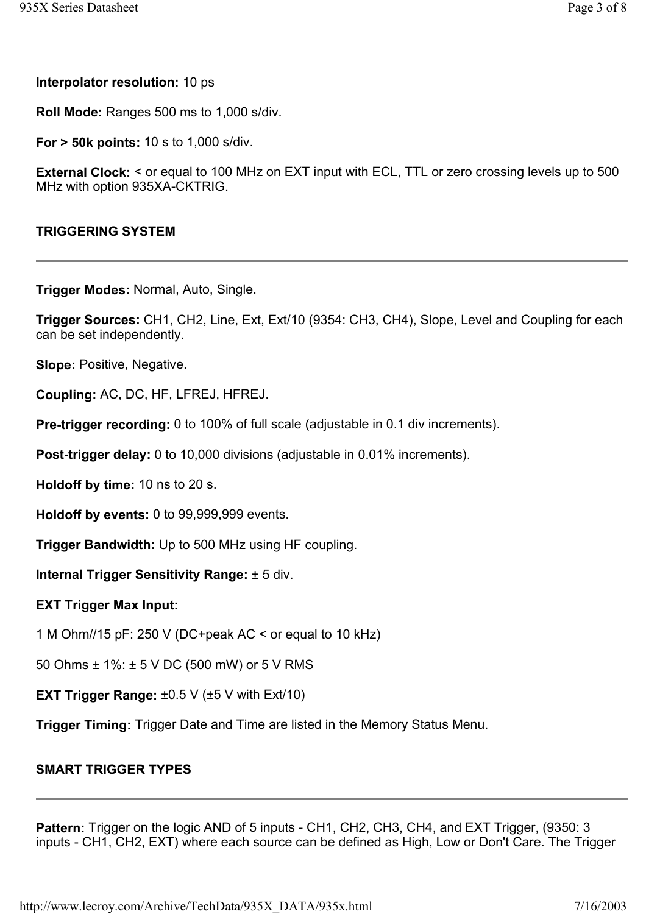**Interpolator resolution:** 10 ps

**Roll Mode:** Ranges 500 ms to 1,000 s/div.

**For > 50k points:** 10 s to 1,000 s/div.

**External Clock:** < or equal to 100 MHz on EXT input with ECL, TTL or zero crossing levels up to 500 MHz with option 935XA-CKTRIG.

## TRIGGERING SYSTEM

---

**Trigger Modes:** Normal, Auto, Single.

**Trigger Sources:** CH1, CH2, Line, Ext, Ext/10 (9354: CH3, CH4), Slope, Level and Coupling for each can be set independently.

**Slope:** Positive, Negative.

**Coupling:** AC, DC, HF, LFREJ, HFREJ.

**Pre-trigger recording:** 0 to 100% of full scale (adjustable in 0.1 div increments).

**Post-trigger delay:** 0 to 10,000 divisions (adjustable in 0.01% increments).

**Holdoff by time:** 10 ns to 20 s.

**Holdoff by events:** 0 to 99,999,999 events.

**Trigger Bandwidth:** Up to 500 MHz using HF coupling.

**Internal Trigger Sensitivity Range:** ± 5 div.

**EXT Trigger Max Input:**

1 M Ohm//15 pF: 250 V (DC+peak AC < or equal to 10 kHz)

50 Ohms ± 1%: ± 5 V DC (500 mW) or 5 V RMS

**EXT Trigger Range:** ±0.5 V (±5 V with Ext/10)

**Trigger Timing:** Trigger Date and Time are listed in the Memory Status Menu.

## SMART TRIGGER TYPES

---

**Pattern:** Trigger on the logic AND of 5 inputs - CH1, CH2, CH3, CH4, and EXT Trigger, (9350: 3 inputs - CH1, CH2, EXT) where each source can be defined as High, Low or Don't Care. The Trigger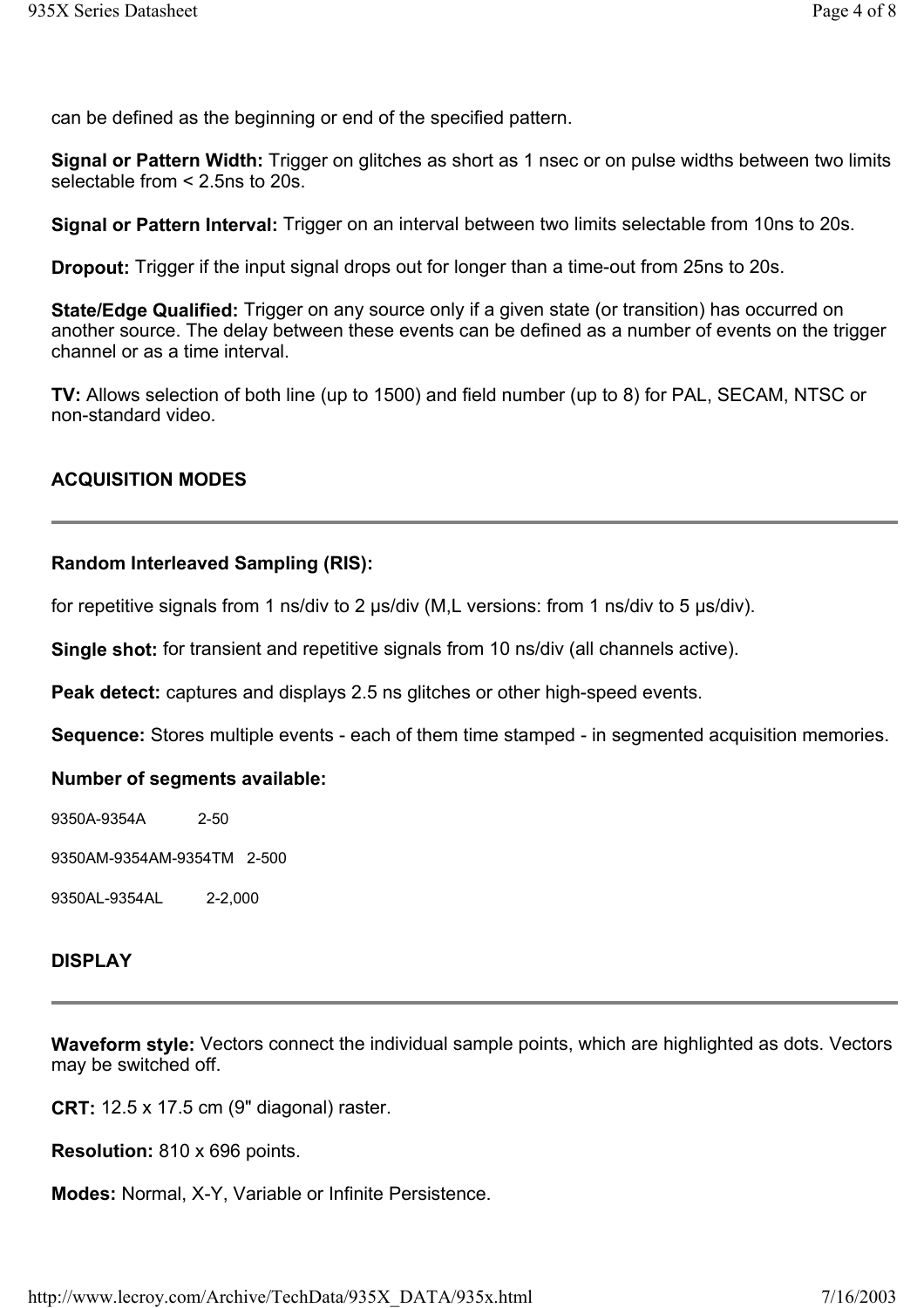can be defined as the beginning or end of the specified pattern.

**Signal or Pattern Width:** Trigger on glitches as short as 1 nsec or on pulse widths between two limits selectable from < 2.5ns to 20s.

**Signal or Pattern Interval:** Trigger on an interval between two limits selectable from 10ns to 20s.

**Dropout:** Trigger if the input signal drops out for longer than a time-out from 25ns to 20s.

**State/Edge Qualified:** Trigger on any source only if a given state (or transition) has occurred on another source. The delay between these events can be defined as a number of events on the trigger channel or as a time interval.

**TV:** Allows selection of both line (up to 1500) and field number (up to 8) for PAL, SECAM, NTSC or non-standard video.

## ACQUISITION MODES

---

**Random Interleaved Sampling (RIS):**

for repetitive signals from 1 ns/div to 2 µs/div (M,L versions: from 1 ns/div to 5 µs/div).

**Single shot:** for transient and repetitive signals from 10 ns/div (all channels active).

**Peak detect:** captures and displays 2.5 ns glitches or other high-speed events.

**Sequence:** Stores multiple events - each of them time stamped - in segmented acquisition memories.

**Number of segments available:**

| | |
|---|---|
| 9350A-9354A | 2-50 |
| 9350AM-9354AM-9354TM | 2-500 |
| 9350AL-9354AL | 2-2,000 |

## DISPLAY

---

**Waveform style:** Vectors connect the individual sample points, which are highlighted as dots. Vectors may be switched off.

**CRT:** 12.5 x 17.5 cm (9" diagonal) raster.

**Resolution:** 810 x 696 points.

**Modes:** Normal, X-Y, Variable or Infinite Persistence.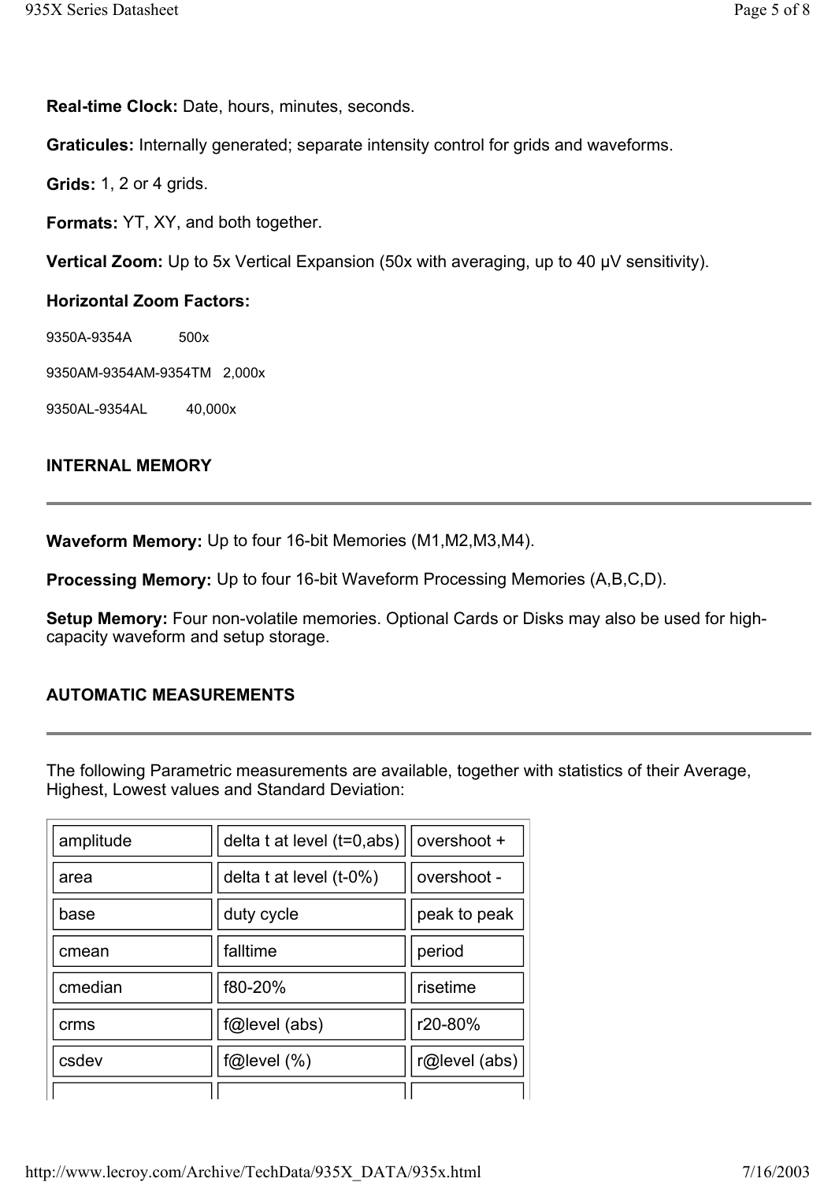**Real-time Clock:** Date, hours, minutes, seconds.

**Graticules:** Internally generated; separate intensity control for grids and waveforms.

**Grids:** 1, 2 or 4 grids.

**Formats:** YT, XY, and both together.

**Vertical Zoom:** Up to 5x Vertical Expansion (50x with averaging, up to 40 µV sensitivity).

**Horizontal Zoom Factors:**

9350A-9354A 500x

9350AM-9354AM-9354TM 2,000x

9350AL-9354AL 40,000x

### INTERNAL MEMORY

**Waveform Memory:** Up to four 16-bit Memories (M1,M2,M3,M4).

**Processing Memory:** Up to four 16-bit Waveform Processing Memories (A,B,C,D).

**Setup Memory:** Four non-volatile memories. Optional Cards or Disks may also be used for high-capacity waveform and setup storage.

### AUTOMATIC MEASUREMENTS

The following Parametric measurements are available, together with statistics of their Average, Highest, Lowest values and Standard Deviation:

| | | |
|---|---|---|
| amplitude | delta t at level (t=0,abs) | overshoot + |
| area | delta t at level (t-0%) | overshoot - |
| base | duty cycle | peak to peak |
| cmean | falltime | period |
| cmedian | f80-20% | risetime |
| crms | f@level (abs) | r20-80% |
| csdev | f@level (%) | r@level (abs) |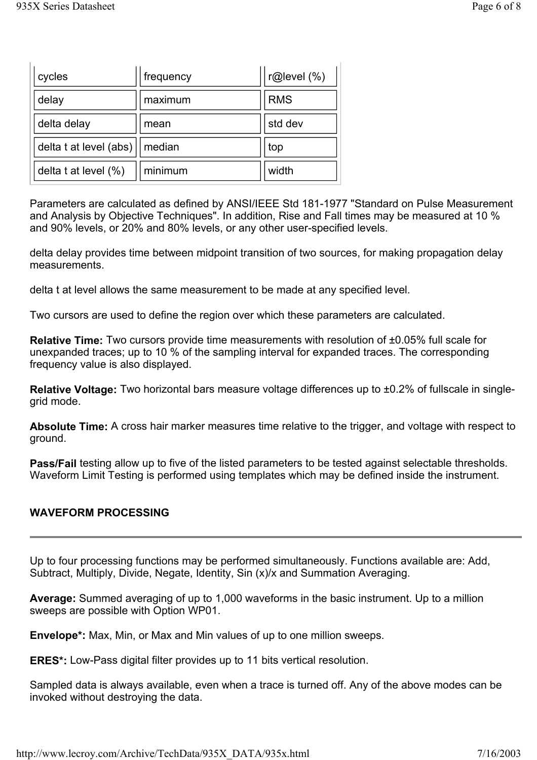| | | |
|---|---|---|
| cycles | frequency | r@level (%) |
| delay | maximum | RMS |
| delta delay | mean | std dev |
| delta t at level (abs) | median | top |
| delta t at level (%) | minimum | width |

Parameters are calculated as defined by ANSI/IEEE Std 181-1977 "Standard on Pulse Measurement and Analysis by Objective Techniques". In addition, Rise and Fall times may be measured at 10 % and 90% levels, or 20% and 80% levels, or any other user-specified levels.

delta delay provides time between midpoint transition of two sources, for making propagation delay measurements.

delta t at level allows the same measurement to be made at any specified level.

Two cursors are used to define the region over which these parameters are calculated.

**Relative Time:** Two cursors provide time measurements with resolution of ±0.05% full scale for unexpanded traces; up to 10 % of the sampling interval for expanded traces. The corresponding frequency value is also displayed.

**Relative Voltage:** Two horizontal bars measure voltage differences up to ±0.2% of fullscale in single-grid mode.

**Absolute Time:** A cross hair marker measures time relative to the trigger, and voltage with respect to ground.

**Pass/Fail** testing allow up to five of the listed parameters to be tested against selectable thresholds. Waveform Limit Testing is performed using templates which may be defined inside the instrument.

## WAVEFORM PROCESSING

---

Up to four processing functions may be performed simultaneously. Functions available are: Add, Subtract, Multiply, Divide, Negate, Identity, Sin (x)/x and Summation Averaging.

**Average:** Summed averaging of up to 1,000 waveforms in the basic instrument. Up to a million sweeps are possible with Option WP01.

**Envelope*:** Max, Min, or Max and Min values of up to one million sweeps.

**ERES*:** Low-Pass digital filter provides up to 11 bits vertical resolution.

Sampled data is always available, even when a trace is turned off. Any of the above modes can be invoked without destroying the data.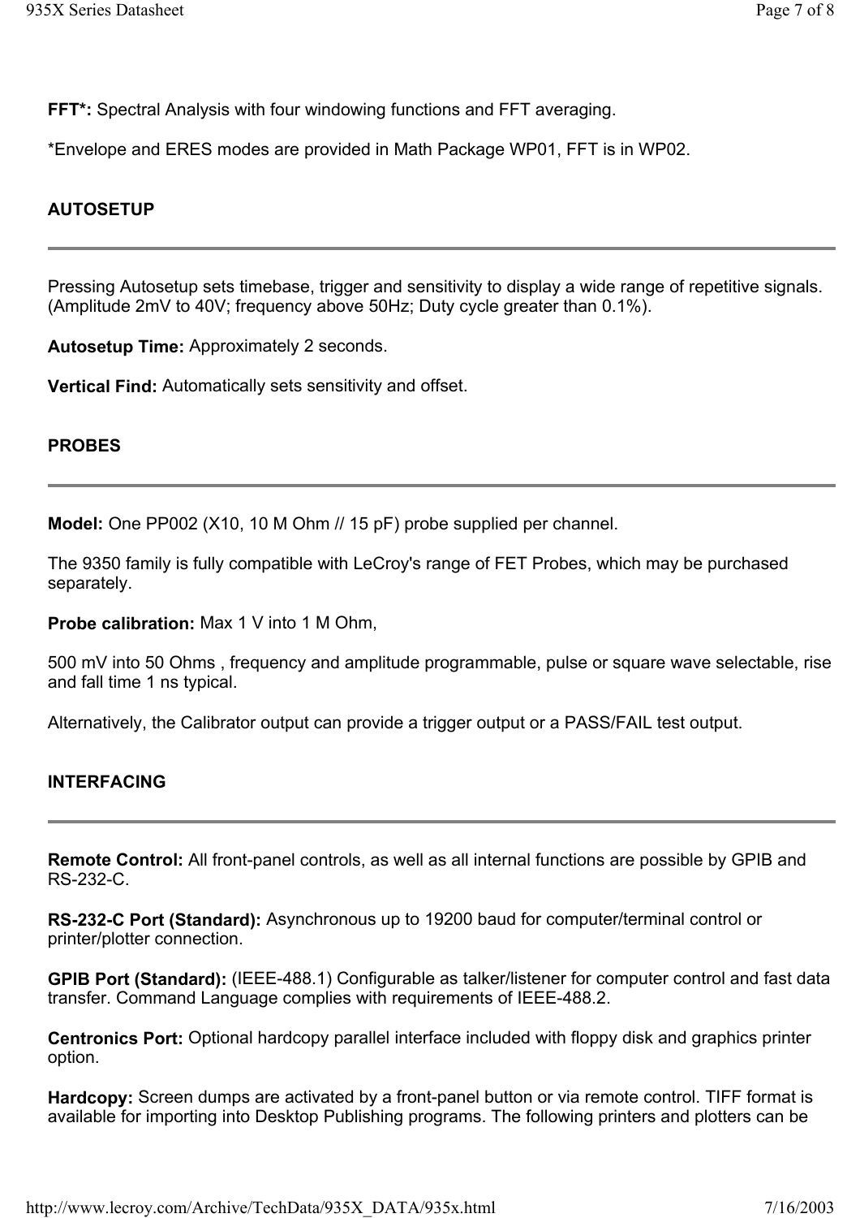**FFT*:** Spectral Analysis with four windowing functions and FFT averaging.

*Envelope and ERES modes are provided in Math Package WP01, FFT is in WP02.

## AUTOSETUP

---

Pressing Autosetup sets timebase, trigger and sensitivity to display a wide range of repetitive signals. (Amplitude 2mV to 40V; frequency above 50Hz; Duty cycle greater than 0.1%).

**Autosetup Time:** Approximately 2 seconds.

**Vertical Find:** Automatically sets sensitivity and offset.

## PROBES

---

**Model:** One PP002 (X10, 10 M Ohm // 15 pF) probe supplied per channel.

The 9350 family is fully compatible with LeCroy's range of FET Probes, which may be purchased separately.

**Probe calibration:** Max 1 V into 1 M Ohm,

500 mV into 50 Ohms , frequency and amplitude programmable, pulse or square wave selectable, rise and fall time 1 ns typical.

Alternatively, the Calibrator output can provide a trigger output or a PASS/FAIL test output.

## INTERFACING

---

**Remote Control:** All front-panel controls, as well as all internal functions are possible by GPIB and RS-232-C.

**RS-232-C Port (Standard):** Asynchronous up to 19200 baud for computer/terminal control or printer/plotter connection.

**GPIB Port (Standard):** (IEEE-488.1) Configurable as talker/listener for computer control and fast data transfer. Command Language complies with requirements of IEEE-488.2.

**Centronics Port:** Optional hardcopy parallel interface included with floppy disk and graphics printer option.

**Hardcopy:** Screen dumps are activated by a front-panel button or via remote control. TIFF format is available for importing into Desktop Publishing programs. The following printers and plotters can be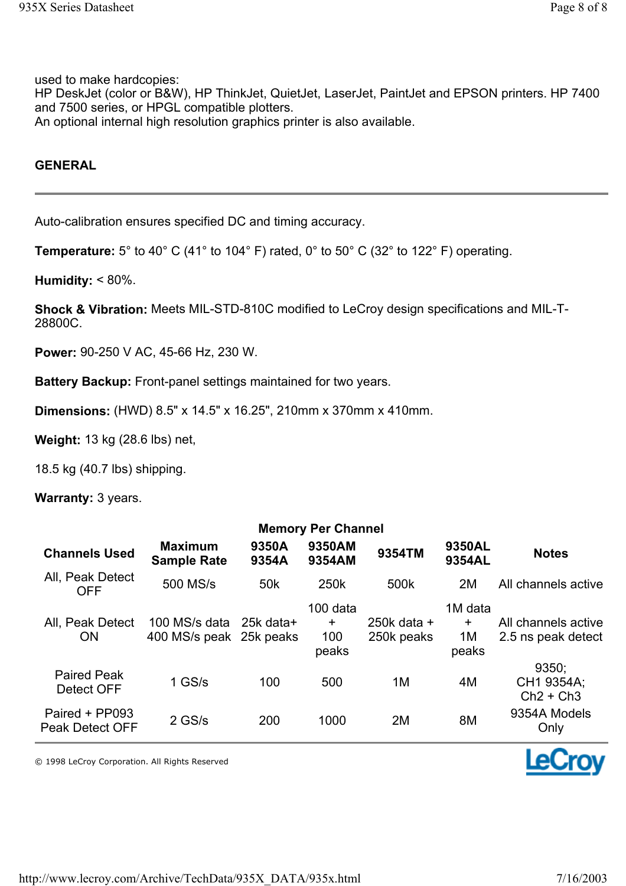used to make hardcopies:
HP DeskJet (color or B&W), HP ThinkJet, QuietJet, LaserJet, PaintJet and EPSON printers. HP 7400 and 7500 series, or HPGL compatible plotters.
An optional internal high resolution graphics printer is also available.

## GENERAL

---

Auto-calibration ensures specified DC and timing accuracy.

**Temperature:** 5° to 40° C (41° to 104° F) rated, 0° to 50° C (32° to 122° F) operating.

**Humidity:** < 80%.

**Shock & Vibration:** Meets MIL-STD-810C modified to LeCroy design specifications and MIL-T-28800C.

**Power:** 90-250 V AC, 45-66 Hz, 230 W.

**Battery Backup:** Front-panel settings maintained for two years.

**Dimensions:** (HWD) 8.5" x 14.5" x 16.25", 210mm x 370mm x 410mm.

**Weight:** 13 kg (28.6 lbs) net,

18.5 kg (40.7 lbs) shipping.

**Warranty:** 3 years.

| | | Memory Per Channel | | | | |
|---|---|---|---|---|---|---|
| **Channels Used** | **Maximum Sample Rate** | **9350A 9354A** | **9350AM 9354AM** | **9354TM** | **9350AL 9354AL** | **Notes** |
| All, Peak Detect OFF | 500 MS/s | 50k | 250k | 500k | 2M | All channels active |
| All, Peak Detect ON | 100 MS/s data 400 MS/s peak | 25k data+ 25k peaks | 100 data + 100 peaks | 250k data + 250k peaks | 1M data + 1M peaks | All channels active 2.5 ns peak detect |
| Paired Peak Detect OFF | 1 GS/s | 100 | 500 | 1M | 4M | 9350; CH1 9354A; Ch2 + Ch3 |
| Paired + PP093 Peak Detect OFF | 2 GS/s | 200 | 1000 | 2M | 8M | 9354A Models Only |

© 1998 LeCroy Corporation. All Rights Reserved

LeCroy